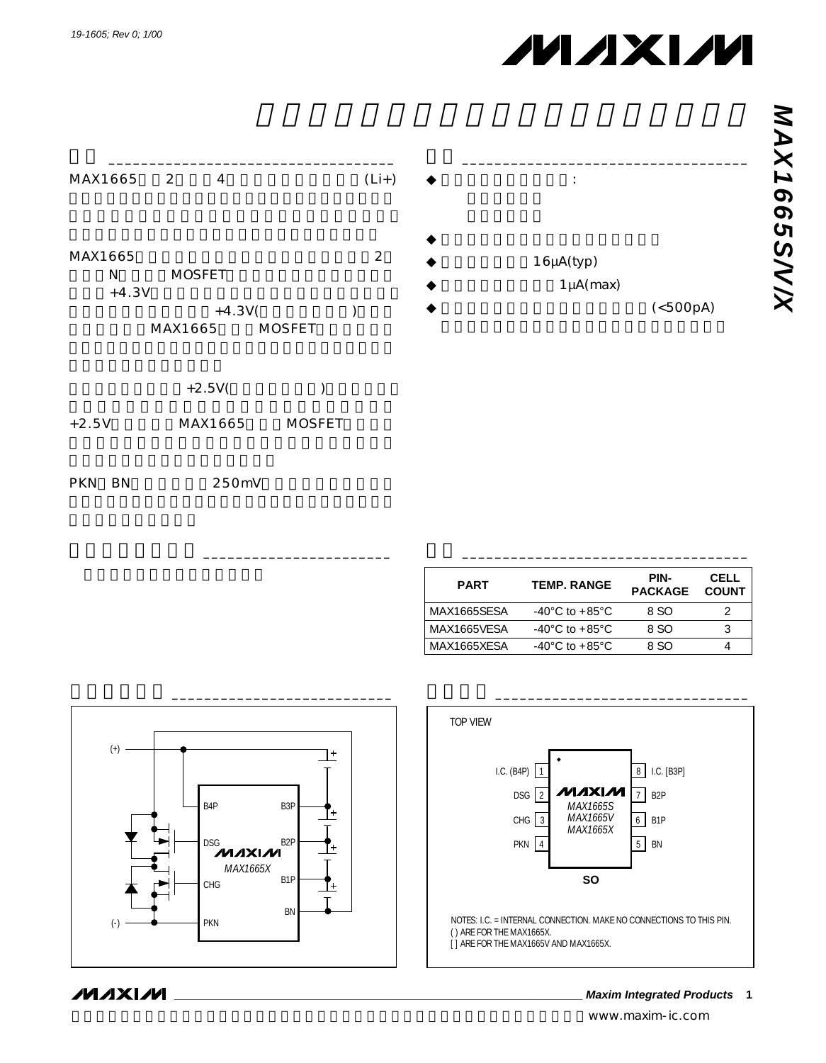19-1605; Rev 0; 1/00

# MAX1665S/V/X

MAX1665 2 4 (Li+)

MAX1665 2 N MOSFET +4.3V +4.3V( ) MAX1665 MOSFET

+2.5V( ) +2.5V MAX1665 MOSFET

PKN BN 250mV

- :
- 
- 16µA(typ)
- 1µA(max)
- (<500pA)

| PART | TEMP. RANGE | PIN-PACKAGE | CELL COUNT |
|---|---|---|---|
| MAX1665SESA | -40°C to +85°C | 8 SO | 2 |
| MAX1665VESA | -40°C to +85°C | 8 SO | 3 |
| MAX1665XESA | -40°C to +85°C | 8 SO | 4 |

(+)

B4P

B3P

DSG

B2P

MAX1665X

B1P

CHG

BN

(-)

PKN

TOP VIEW

I.C. (B4P) 1

DSG 2

CHG 3

PKN 4

8 I.C. [B3P]

7 B2P

6 B1P

5 BN

MAX1665S

MAX1665V

MAX1665X

SO

NOTES: I.C. = INTERNAL CONNECTION. MAKE NO CONNECTIONS TO THIS PIN.
( ) ARE FOR THE MAX1665X.
[ ] ARE FOR THE MAX1665V AND MAX1665X.

Maxim Integrated Products

www.maxim-ic.com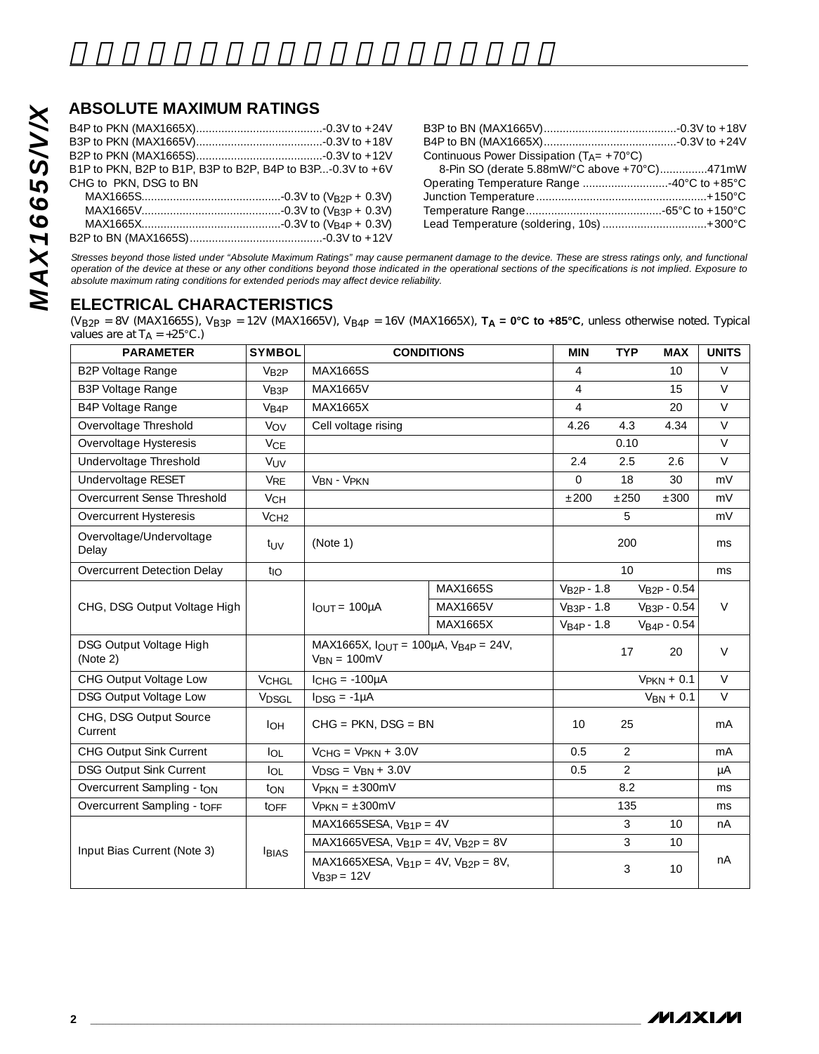## ABSOLUTE MAXIMUM RATINGS

B4P to PKN (MAX1665X).......................................-0.3V to +24V
B3P to PKN (MAX1665V).......................................-0.3V to +18V
B2P to PKN (MAX1665S).......................................-0.3V to +12V
B1P to PKN, B2P to B1P, B3P to B2P, B4P to B3P...-0.3V to +6V
CHG to PKN, DSG to BN
MAX1665S...........................................-0.3V to ($V_{B2P}$ + 0.3V)
MAX1665V...........................................-0.3V to ($V_{B3P}$ + 0.3V)
MAX1665X...........................................-0.3V to ($V_{B4P}$ + 0.3V)
B2P to BN (MAX1665S).........................................-0.3V to +12V
B3P to BN (MAX1665V).........................................-0.3V to +18V
B4P to BN (MAX1665X).........................................-0.3V to +24V
Continuous Power Dissipation ($T_A$ = +70°C)
8-Pin SO (derate 5.88mW/°C above +70°C)..............471mW
Operating Temperature Range ..........................-40°C to +85°C
Junction Temperature.....................................................+150°C
Temperature Range..........................................-65°C to +150°C
Lead Temperature (soldering, 10s) ................................+300°C

*Stresses beyond those listed under "Absolute Maximum Ratings" may cause permanent damage to the device. These are stress ratings only, and functional operation of the device at these or any other conditions beyond those indicated in the operational sections of the specifications is not implied. Exposure to absolute maximum rating conditions for extended periods may affect device reliability.*

## ELECTRICAL CHARACTERISTICS

($V_{B2P}$ = 8V (MAX1665S), $V_{B3P}$ = 12V (MAX1665V), $V_{B4P}$ = 16V (MAX1665X), **$T_A$ = 0°C to +85°C**, unless otherwise noted. Typical values are at $T_A$ = +25°C.)

| PARAMETER | SYMBOL | CONDITIONS | | MIN | TYP | MAX | UNITS |
|---|---|---|---|---|---|---|---|
| B2P Voltage Range | $V_{B2P}$ | MAX1665S | | 4 | | 10 | V |
| B3P Voltage Range | $V_{B3P}$ | MAX1665V | | 4 | | 15 | V |
| B4P Voltage Range | $V_{B4P}$ | MAX1665X | | 4 | | 20 | V |
| Overvoltage Threshold | $V_{OV}$ | Cell voltage rising | | 4.26 | 4.3 | 4.34 | V |
| Overvoltage Hysteresis | $V_{CE}$ | | | | 0.10 | | V |
| Undervoltage Threshold | $V_{UV}$ | | | 2.4 | 2.5 | 2.6 | V |
| Undervoltage RESET | $V_{RE}$ | $V_{BN}$ - $V_{PKN}$ | | 0 | 18 | 30 | mV |
| Overcurrent Sense Threshold | $V_{CH}$ | | | ±200 | ±250 | ±300 | mV |
| Overcurrent Hysteresis | $V_{CH2}$ | | | | 5 | | mV |
| Overvoltage/Undervoltage Delay | $t_{UV}$ | (Note 1) | | | 200 | | ms |
| Overcurrent Detection Delay | $t_{IO}$ | | | | 10 | | ms |
| CHG, DSG Output Voltage High | | $I_{OUT}$ = 100µA | MAX1665S | $V_{B2P}$ - 1.8 | | $V_{B2P}$ - 0.54 | V |
| | | | MAX1665V | $V_{B3P}$ - 1.8 | | $V_{B3P}$ - 0.54 | |
| | | | MAX1665X | $V_{B4P}$ - 1.8 | | $V_{B4P}$ - 0.54 | |
| DSG Output Voltage High (Note 2) | | MAX1665X, $I_{OUT}$ = 100µA, $V_{B4P}$ = 24V, $V_{BN}$ = 100mV | | | 17 | 20 | V |
| CHG Output Voltage Low | $V_{CHGL}$ | $I_{CHG}$ = -100µA | | | | $V_{PKN}$ + 0.1 | V |
| DSG Output Voltage Low | $V_{DSGL}$ | $I_{DSG}$ = -1µA | | | | $V_{BN}$ + 0.1 | V |
| CHG, DSG Output Source Current | $I_{OH}$ | CHG = PKN, DSG = BN | | 10 | 25 | | mA |
| CHG Output Sink Current | $I_{OL}$ | $V_{CHG}$ = $V_{PKN}$ + 3.0V | | 0.5 | 2 | | mA |
| DSG Output Sink Current | $I_{OL}$ | $V_{DSG}$ = $V_{BN}$ + 3.0V | | 0.5 | 2 | | µA |
| Overcurrent Sampling - $t_{ON}$ | $t_{ON}$ | $V_{PKN}$ = ±300mV | | | 8.2 | | ms |
| Overcurrent Sampling - $t_{OFF}$ | $t_{OFF}$ | $V_{PKN}$ = ±300mV | | | 135 | | ms |
| Input Bias Current (Note 3) | $I_{BIAS}$ | MAX1665SESA, $V_{B1P}$ = 4V | | | 3 | 10 | nA |
| | | MAX1665VESA, $V_{B1P}$ = 4V, $V_{B2P}$ = 8V | | | 3 | 10 | nA |
| | | MAX1665XESA, $V_{B1P}$ = 4V, $V_{B2P}$ = 8V, $V_{B3P}$ = 12V | | | 3 | 10 | |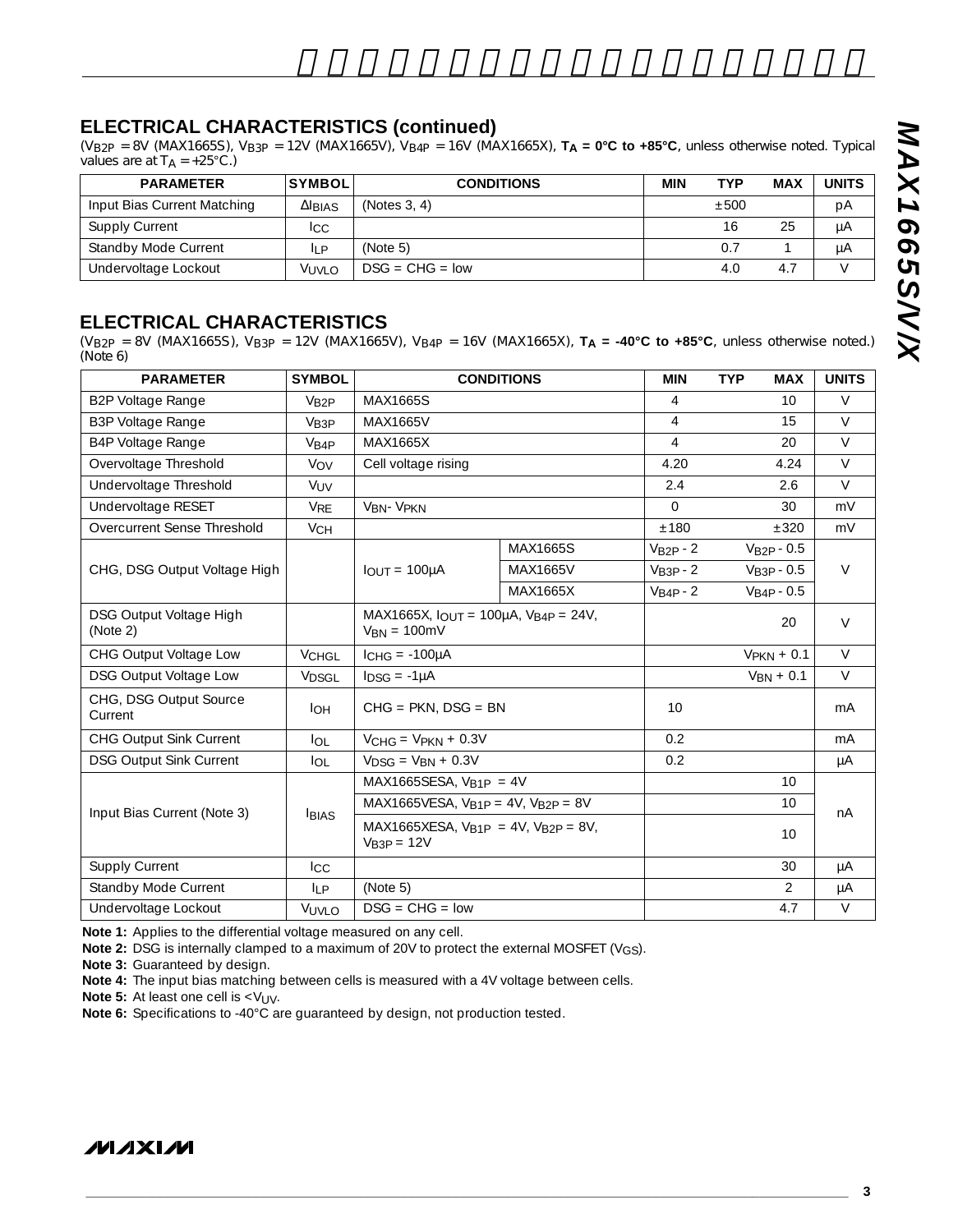## ELECTRICAL CHARACTERISTICS (continued)

($V_{B2P}$ = 8V (MAX1665S), $V_{B3P}$ = 12V (MAX1665V), $V_{B4P}$ = 16V (MAX1665X), **$T_A$ = 0°C to +85°C**, unless otherwise noted. Typical values are at $T_A$ = +25°C.)

| PARAMETER | SYMBOL | CONDITIONS | MIN | TYP | MAX | UNITS |
|---|---|---|---|---|---|---|
| Input Bias Current Matching | $\Delta I_{BIAS}$ | (Notes 3, 4) | | ±500 | | pA |
| Supply Current | $I_{CC}$ | | | 16 | 25 | µA |
| Standby Mode Current | $I_{LP}$ | (Note 5) | | 0.7 | 1 | µA |
| Undervoltage Lockout | $V_{UVLO}$ | DSG = CHG = low | | 4.0 | 4.7 | V |

## ELECTRICAL CHARACTERISTICS

($V_{B2P}$ = 8V (MAX1665S), $V_{B3P}$ = 12V (MAX1665V), $V_{B4P}$ = 16V (MAX1665X), **$T_A$ = -40°C to +85°C**, unless otherwise noted.) (Note 6)

| PARAMETER | SYMBOL | CONDITIONS | | MIN | TYP | MAX | UNITS |
|---|---|---|---|---|---|---|---|
| B2P Voltage Range | $V_{B2P}$ | MAX1665S | | 4 | | 10 | V |
| B3P Voltage Range | $V_{B3P}$ | MAX1665V | | 4 | | 15 | V |
| B4P Voltage Range | $V_{B4P}$ | MAX1665X | | 4 | | 20 | V |
| Overvoltage Threshold | $V_{OV}$ | Cell voltage rising | | 4.20 | | 4.24 | V |
| Undervoltage Threshold | $V_{UV}$ | | | 2.4 | | 2.6 | V |
| Undervoltage RESET | $V_{RE}$ | $V_{BN}$ - $V_{PKN}$ | | 0 | | 30 | mV |
| Overcurrent Sense Threshold | $V_{CH}$ | | | ±180 | | ±320 | mV |
| CHG, DSG Output Voltage High | | $I_{OUT}$ = 100µA | MAX1665S | $V_{B2P}$ - 2 | | $V_{B2P}$ - 0.5 | V |
| | | | MAX1665V | $V_{B3P}$ - 2 | | $V_{B3P}$ - 0.5 | |
| | | | MAX1665X | $V_{B4P}$ - 2 | | $V_{B4P}$ - 0.5 | |
| DSG Output Voltage High (Note 2) | | MAX1665X, $I_{OUT}$ = 100µA, $V_{B4P}$ = 24V, $V_{BN}$ = 100mV | | | | 20 | V |
| CHG Output Voltage Low | $V_{CHGL}$ | $I_{CHG}$ = -100µA | | | | $V_{PKN}$ + 0.1 | V |
| DSG Output Voltage Low | $V_{DSGL}$ | $I_{DSG}$ = -1µA | | | | $V_{BN}$ + 0.1 | V |
| CHG, DSG Output Source Current | $I_{OH}$ | CHG = PKN, DSG = BN | | 10 | | | mA |
| CHG Output Sink Current | $I_{OL}$ | $V_{CHG}$ = $V_{PKN}$ + 0.3V | | 0.2 | | | mA |
| DSG Output Sink Current | $I_{OL}$ | $V_{DSG}$ = $V_{BN}$ + 0.3V | | 0.2 | | | µA |
| Input Bias Current (Note 3) | $I_{BIAS}$ | MAX1665SESA, $V_{B1P}$ = 4V | | | | 10 | nA |
| | | MAX1665VESA, $V_{B1P}$ = 4V, $V_{B2P}$ = 8V | | | | 10 | |
| | | MAX1665XESA, $V_{B1P}$ = 4V, $V_{B2P}$ = 8V, $V_{B3P}$ = 12V | | | | 10 | |
| Supply Current | $I_{CC}$ | | | | | 30 | µA |
| Standby Mode Current | $I_{LP}$ | (Note 5) | | | | 2 | µA |
| Undervoltage Lockout | $V_{UVLO}$ | DSG = CHG = low | | | | 4.7 | V |

**Note 1:** Applies to the differential voltage measured on any cell.

**Note 2:** DSG is internally clamped to a maximum of 20V to protect the external MOSFET ($V_{GS}$).

**Note 3:** Guaranteed by design.

**Note 4:** The input bias matching between cells is measured with a 4V voltage between cells.

**Note 5:** At least one cell is <$V_{UV}$.

**Note 6:** Specifications to -40°C are guaranteed by design, not production tested.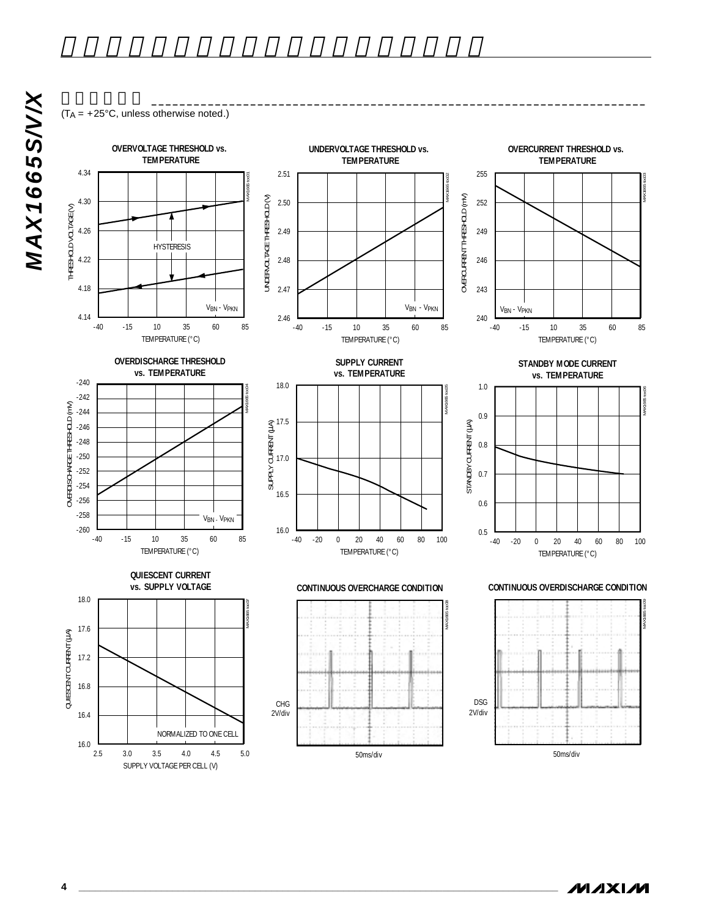## □□□□□□

($T_A$ = +25°C, unless otherwise noted.)

OVERVOLTAGE THRESHOLD vs. TEMPERATURE

4.34
4.30
4.26
4.22
4.18
4.14
THRESHOLD VOLTAGE (V)
HYSTERESIS
$V_{BN}$ - $V_{PKN}$
-40 -15 10 35 60 85
TEMPERATURE (°C)
MAX1665 toc01

UNDERVOLTAGE THRESHOLD vs. TEMPERATURE

2.51
2.50
2.49
2.48
2.47
2.46
UNDERVOLTAGE THRESHOLD (V)
$V_{BN}$ - $V_{PKN}$
-40 -15 10 35 60 85
TEMPERATURE (°C)
MAX1665 toc02

OVERCURRENT THRESHOLD vs. TEMPERATURE

255
252
249
246
243
240
OVERCURRENT THRESHOLD (mV)
$V_{BN}$ - $V_{PKN}$
-40 -15 10 35 60 85
TEMPERATURE (°C)
MAX1665 toc03

OVERDISCHARGE THRESHOLD vs. TEMPERATURE

-240
-242
-244
-246
-248
-250
-252
-254
-256
-258
-260
OVERDISCHARGE THRESHOLD (mV)
$V_{BN}$ - $V_{PKN}$
-40 -15 10 35 60 85
TEMPERATURE (°C)
MAX1665 toc04

SUPPLY CURRENT vs. TEMPERATURE

18.0
17.5
17.0
16.5
16.0
SUPPLY CURRENT (µA)
-40 -20 0 20 40 60 80 100
TEMPERATURE (°C)
MAX1665 toc05

STANDBY MODE CURRENT vs. TEMPERATURE

1.0
0.9
0.8
0.7
0.6
0.5
STANDBY CURRENT (µA)
-40 -20 0 20 40 60 80 100
TEMPERATURE (°C)
MAX1665 toc06

QUIESCENT CURRENT vs. SUPPLY VOLTAGE

18.0
17.6
17.2
16.8
16.4
16.0
QUIESCENT CURRENT (µA)
NORMALIZED TO ONE CELL
2.5 3.0 3.5 4.0 4.5 5.0
SUPPLY VOLTAGE PER CELL (V)
MAX1665 toc07

CONTINUOUS OVERCHARGE CONDITION

CHG
2V/div
50ms/div
MAX1665 toc08

CONTINUOUS OVERDISCHARGE CONDITION

DSG
2V/div
50ms/div
MAX1665 toc09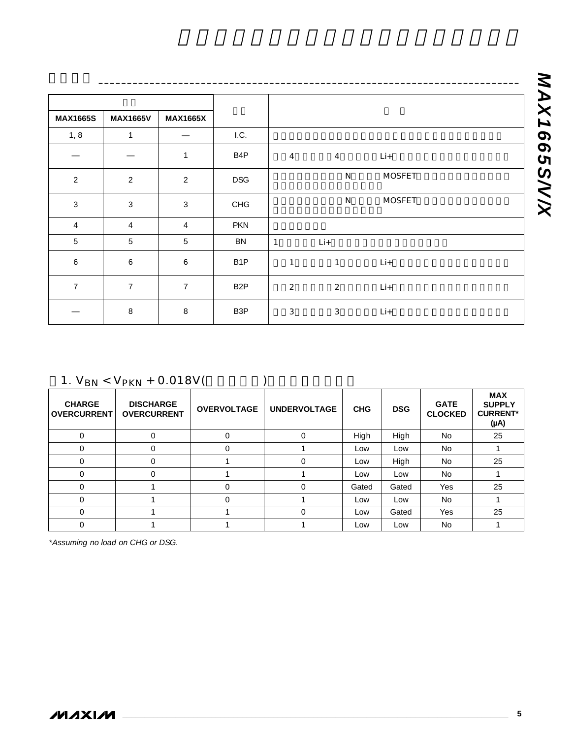| | | | | |
|---|---|---|---|---|
| MAX1665S | MAX1665V | MAX1665X | | |
| 1, 8 | 1 | — | I.C. | |
| — | — | 1 | B4P | 4 4 Li+ |
| 2 | 2 | 2 | DSG | N MOSFET |
| 3 | 3 | 3 | CHG | N MOSFET |
| 4 | 4 | 4 | PKN | |
| 5 | 5 | 5 | BN | 1 Li+ |
| 6 | 6 | 6 | B1P | 1 1 Li+ |
| 7 | 7 | 7 | B2P | 2 2 Li+ |
| — | 8 | 8 | B3P | 3 3 Li+ |

1. $V_{BN} < V_{PKN} + 0.018V$ ( )

| CHARGE OVERCURRENT | DISCHARGE OVERCURRENT | OVERVOLTAGE | UNDERVOLTAGE | CHG | DSG | GATE CLOCKED | MAX SUPPLY CURRENT* (µA) |
|---|---|---|---|---|---|---|---|
| 0 | 0 | 0 | 0 | High | High | No | 25 |
| 0 | 0 | 0 | 1 | Low | Low | No | 1 |
| 0 | 0 | 1 | 0 | Low | High | No | 25 |
| 0 | 0 | 1 | 1 | Low | Low | No | 1 |
| 0 | 1 | 0 | 0 | Gated | Gated | Yes | 25 |
| 0 | 1 | 0 | 1 | Low | Low | No | 1 |
| 0 | 1 | 1 | 0 | Low | Gated | Yes | 25 |
| 0 | 1 | 1 | 1 | Low | Low | No | 1 |

*Assuming no load on CHG or DSG.*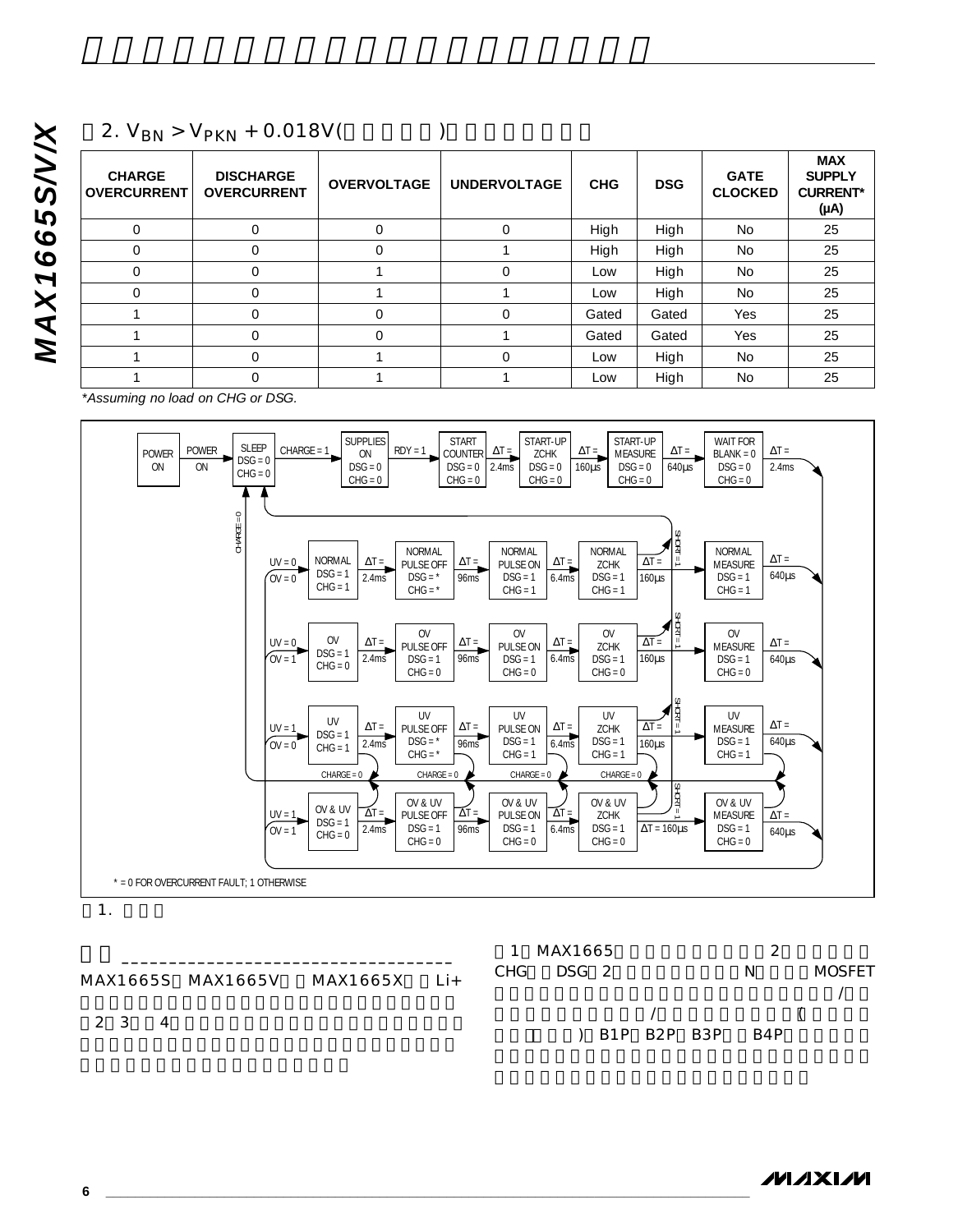表2. $V_{BN} > V_{PKN} + 0.018V$(        )

| CHARGE OVERCURRENT | DISCHARGE OVERCURRENT | OVERVOLTAGE | UNDERVOLTAGE | CHG | DSG | GATE CLOCKED | MAX SUPPLY CURRENT* (µA) |
|---|---|---|---|---|---|---|---|
| 0 | 0 | 0 | 0 | High | High | No | 25 |
| 0 | 0 | 0 | 1 | High | High | No | 25 |
| 0 | 0 | 1 | 0 | Low | High | No | 25 |
| 0 | 0 | 1 | 1 | Low | High | No | 25 |
| 1 | 0 | 0 | 0 | Gated | Gated | Yes | 25 |
| 1 | 0 | 0 | 1 | Gated | Gated | Yes | 25 |
| 1 | 0 | 1 | 0 | Low | High | No | 25 |
| 1 | 0 | 1 | 1 | Low | High | No | 25 |

*Assuming no load on CHG or DSG.

POWER ON
POWER ON
SLEEP DSG = 0 CHG = 0
CHARGE = 1
SUPPLIES ON DSG = 0 CHG = 0
RDY = 1
START COUNTER DSG = 0 CHG = 0
ΔT = 2.4ms
START-UP ZCHK DSG = 0 CHG = 0
ΔT = 160µs
START-UP MEASURE DSG = 0 CHG = 0
ΔT = 640µs
WAIT FOR BLANK = 0 DSG = 0 CHG = 0
ΔT = 2.4ms
CHARGE = 0
UV = 0 OV = 0
NORMAL DSG = 1 CHG = 1
ΔT = 2.4ms
NORMAL PULSE OFF DSG = * CHG = *
ΔT = 96ms
NORMAL PULSE ON DSG = 1 CHG = 1
ΔT = 6.4ms
NORMAL ZCHK DSG = 1 CHG = 1
ΔT = 160µs
SHORT = 1
NORMAL MEASURE DSG = 1 CHG = 1
ΔT = 640µs
UV = 0 OV = 1
OV DSG = 1 CHG = 0
ΔT = 2.4ms
OV PULSE OFF DSG = 1 CHG = 0
ΔT = 96ms
OV PULSE ON DSG = 1 CHG = 0
ΔT = 6.4ms
OV ZCHK DSG = 1 CHG = 0
ΔT = 160µs
SHORT = 1
OV MEASURE DSG = 1 CHG = 0
ΔT = 640µs
UV = 1 OV = 0
UV DSG = 1 CHG = 1
ΔT = 2.4ms
UV PULSE OFF DSG = * CHG = *
ΔT = 96ms
UV PULSE ON DSG = 1 CHG = 1
ΔT = 6.4ms
UV ZCHK DSG = 1 CHG = 1
ΔT = 160µs
SHORT = 1
UV MEASURE DSG = 1 CHG = 1
ΔT = 640µs
CHARGE = 0
CHARGE = 0
CHARGE = 0
CHARGE = 0
UV = 1 OV = 1
OV & UV DSG = 1 CHG = 0
ΔT = 2.4ms
OV & UV PULSE OFF DSG = 1 CHG = 0
ΔT = 96ms
OV & UV PULSE ON DSG = 1 CHG = 0
ΔT = 6.4ms
OV & UV ZCHK DSG = 1 CHG = 0
ΔT = 160µs
SHORT = 1
OV & UV MEASURE DSG = 1 CHG = 0
ΔT = 640µs
* = 0 FOR OVERCURRENT FAULT; 1 OTHERWISE

图1.

MAX1665S、MAX1665V、MAX1665X Li+

2、3、4

1、MAX1665 2
CHG、DSG 2 N MOSFET / / ( ) B1P、B2P、B3P、B4P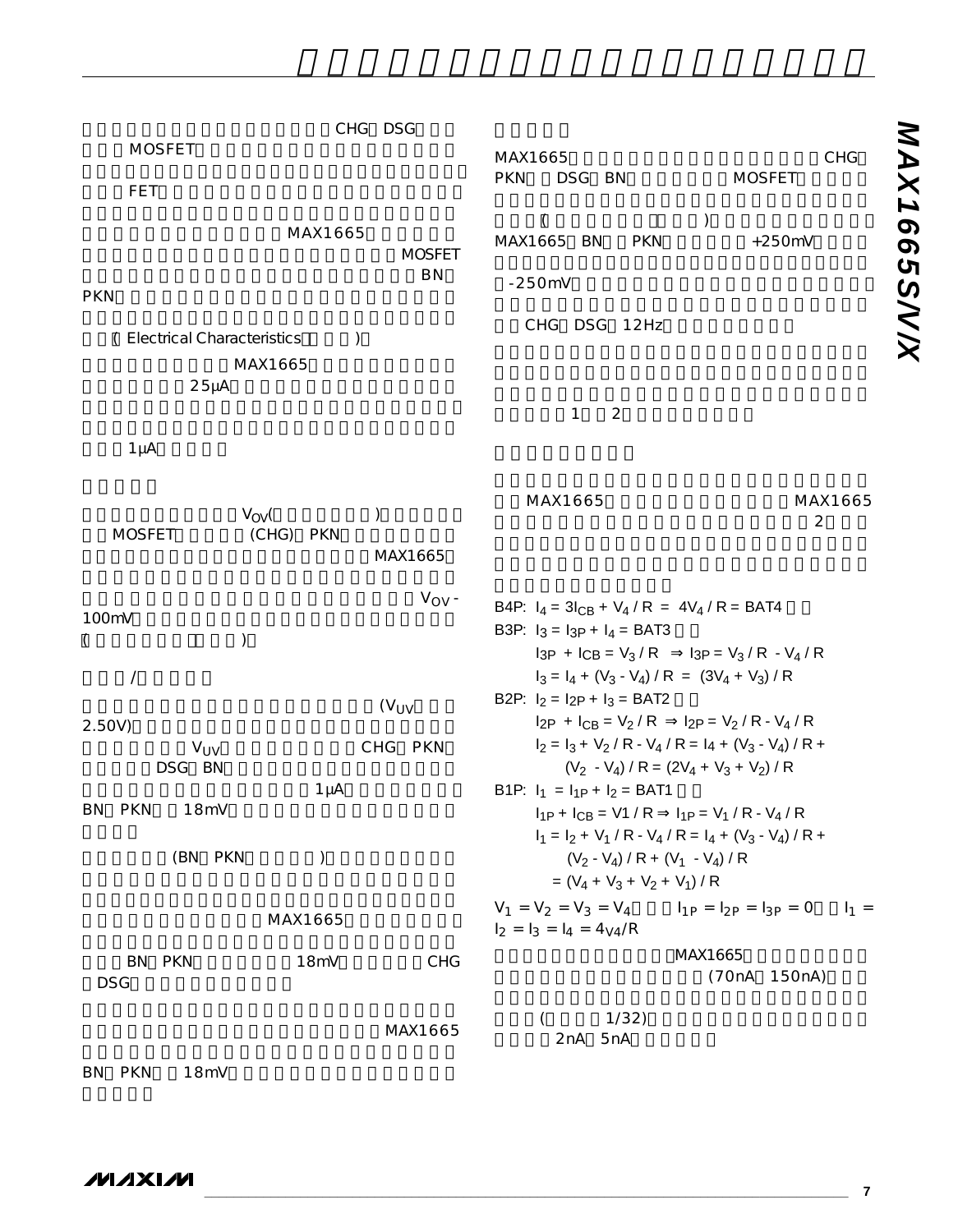CHG DSG
MOSFET

FET

MAX1665
MOSFET
BN
PKN

( Electrical Characteristics )

MAX1665
25µA

1µA

$V_{OV}$( )
MOSFET (CHG) PKN
MAX1665

$V_{OV}$ - 100mV
( )

/

($V_{UV}$ 2.50V)
$V_{UV}$ CHG PKN
DSG BN
1µA
BN PKN 18mV

(BN PKN )

MAX1665

BN PKN 18mV CHG
DSG

MAX1665

BN PKN 18mV

MAX1665 CHG
PKN DSG BN MOSFET

( )
MAX1665 BN PKN +250mV

-250mV

CHG DSG 12Hz

1 2

MAX1665 MAX1665
2

B4P: $I_4 = 3I_{CB} + V_4 / R = 4V_4 / R = BAT4$

B3P: $I_3 = I_{3P} + I_4 = BAT3$

$I_{3P} + I_{CB} = V_3 / R \Rightarrow I_{3P} = V_3 / R - V_4 / R$

$I_3 = I_4 + (V_3 - V_4) / R = (3V_4 + V_3) / R$

B2P: $I_2 = I_{2P} + I_3 = BAT2$

$I_{2P} + I_{CB} = V_2 / R \Rightarrow I_{2P} = V_2 / R - V_4 / R$

$I_2 = I_3 + V_2 / R - V_4 / R = I_4 + (V_3 - V_4) / R + (V_2 - V_4) / R = (2V_4 + V_3 + V_2) / R$

B1P: $I_1 = I_{1P} + I_2 = BAT1$

$I_{1P} + I_{CB} = V1 / R \Rightarrow I_{1P} = V_1 / R - V_4 / R$

$I_1 = I_2 + V_1 / R - V_4 / R = I_4 + (V_3 - V_4) / R + (V_2 - V_4) / R + (V_1 - V_4) / R = (V_4 + V_3 + V_2 + V_1) / R$

$V_1 = V_2 = V_3 = V_4$ $I_{1P} = I_{2P} = I_{3P} = 0$ $I_1 = I_2 = I_3 = I_4 = 4V_4/R$

MAX1665
(70nA 150nA)

( 1/32)
2nA 5nA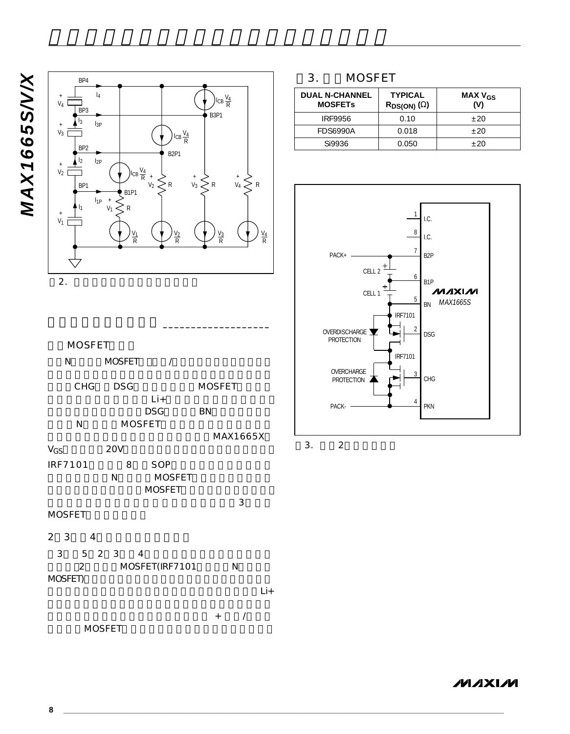| DUAL N-CHANNEL MOSFETs | TYPICAL $R_{DS(ON)}$ (Ω) | MAX $V_{GS}$ (V) |
|---|---|---|
| IRF9956 | 0.10 | ±20 |
| FDS6990A | 0.018 | ±20 |
| Si9936 | 0.050 | ±20 |

3. MOSFET

2.

## MOSFET

N MOSFET /

CHG DSG MOSFET

Li+

DSG BN

N MOSFET

MAX1665X

$V_{GS}$ 20V

IRF7101 8 SOP

N MOSFET

MOSFET

3

MOSFET

2 3 4

3 5 2 3 4

2 MOSFET(IRF7101 N

MOSFET)

Li+

+ /

MOSFET

3. 2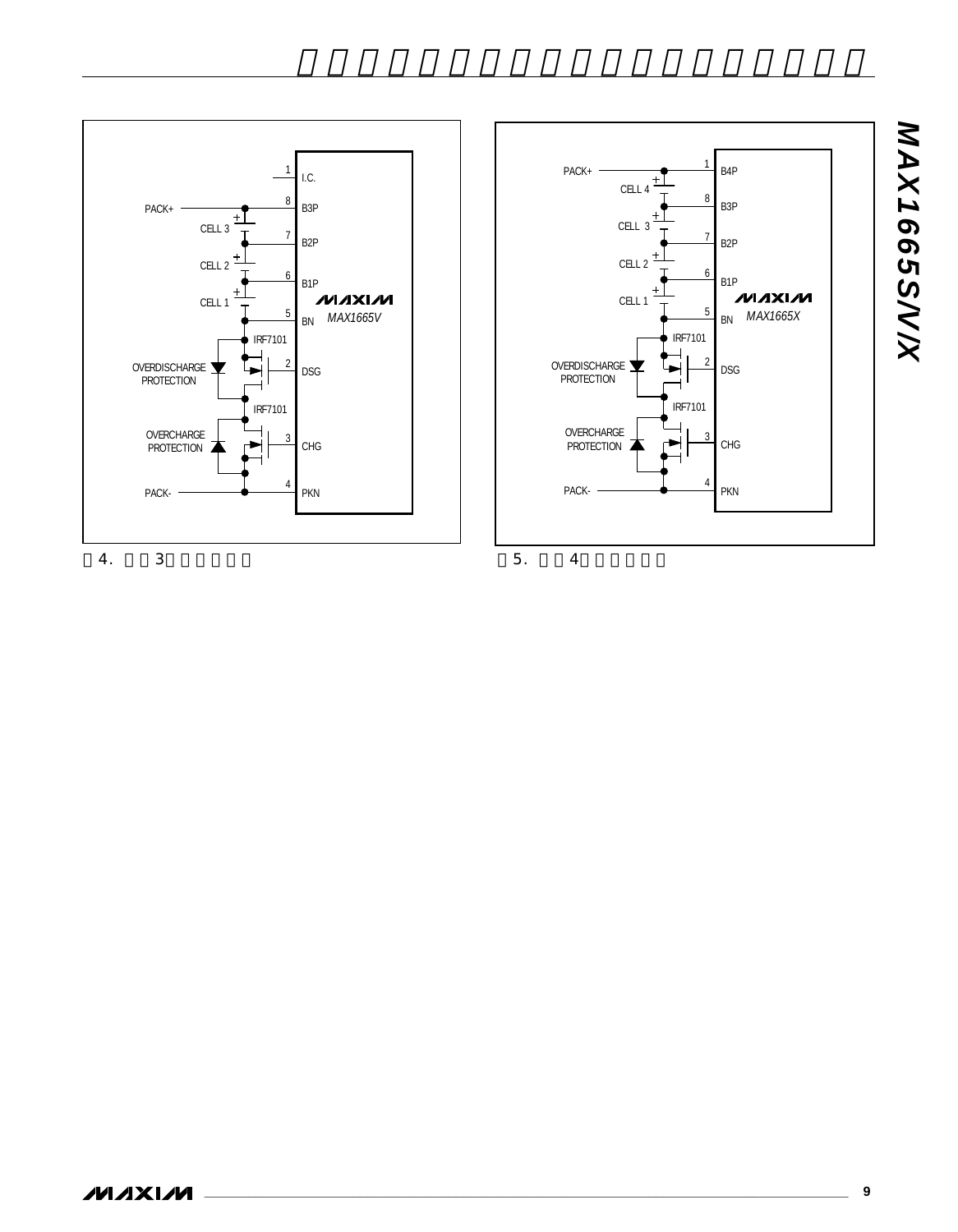1
I.C.
8
B3P
PACK+
CELL 3
7
B2P
CELL 2
6
B1P
CELL 1
5
BN
MAXIM
MAX1665V
IRF7101
OVERDISCHARGE PROTECTION
2
DSG
IRF7101
OVERCHARGE PROTECTION
3
CHG
PACK-
4
PKN

图4. 典型3节电池组应用

1
B4P
PACK+
CELL 4
8
B3P
CELL 3
7
B2P
CELL 2
6
B1P
CELL 1
5
BN
MAXIM
MAX1665X
IRF7101
OVERDISCHARGE PROTECTION
2
DSG
IRF7101
OVERCHARGE PROTECTION
3
CHG
PACK-
4
PKN

图5. 典型4节电池组应用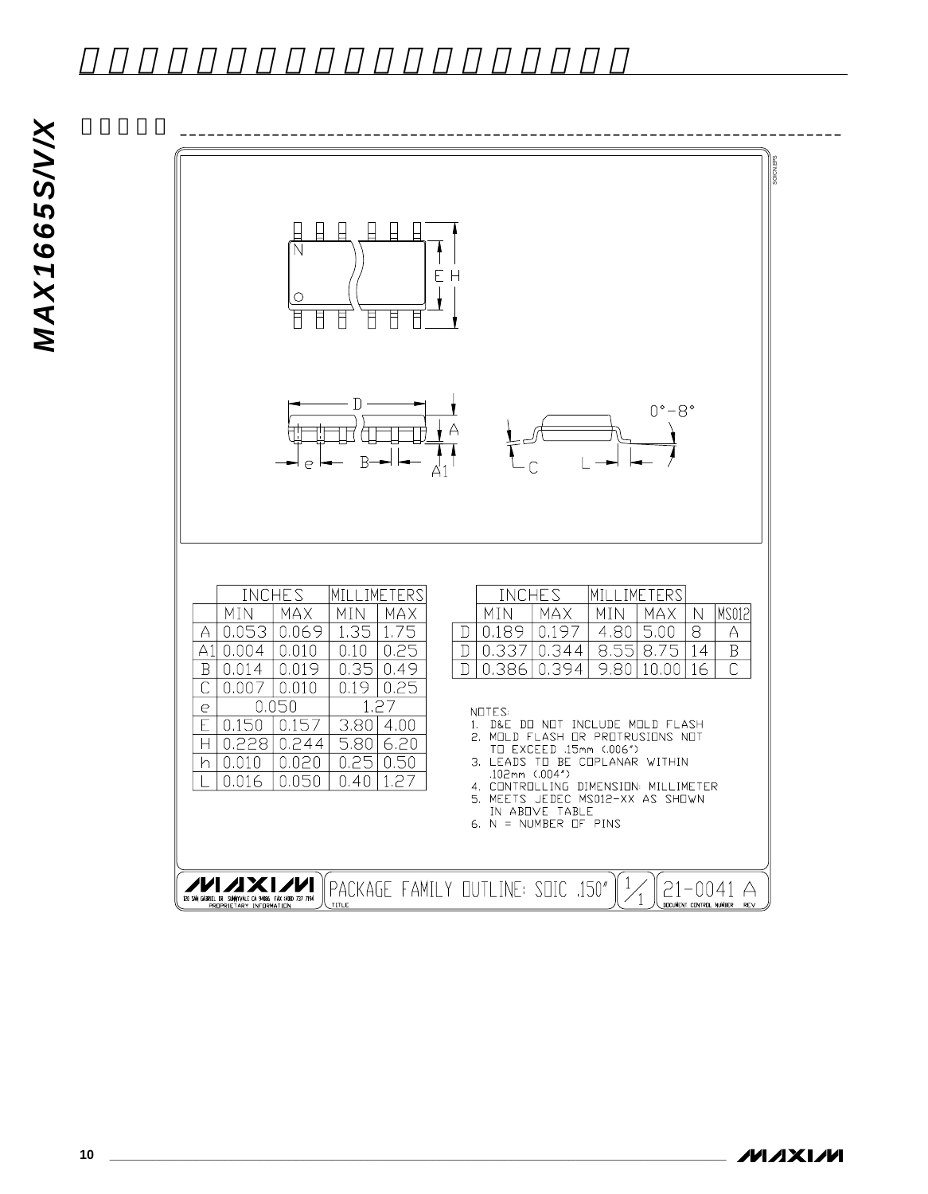## 封装信息

SOICN.EPS

N

E H

D

A

A1

e

B

0°-8°

C

L

| | INCHES | | MILLIMETERS | |
|---|---|---|---|---|
| | MIN | MAX | MIN | MAX |
| A | 0.053 | 0.069 | 1.35 | 1.75 |
| A1 | 0.004 | 0.010 | 0.10 | 0.25 |
| B | 0.014 | 0.019 | 0.35 | 0.49 |
| C | 0.007 | 0.010 | 0.19 | 0.25 |
| e | 0.050 | | 1.27 | |
| E | 0.150 | 0.157 | 3.80 | 4.00 |
| H | 0.228 | 0.244 | 5.80 | 6.20 |
| h | 0.010 | 0.020 | 0.25 | 0.50 |
| L | 0.016 | 0.050 | 0.40 | 1.27 |

| | INCHES | | MILLIMETERS | | | |
|---|---|---|---|---|---|---|
| | MIN | MAX | MIN | MAX | N | MS012 |
| D | 0.189 | 0.197 | 4.80 | 5.00 | 8 | A |
| D | 0.337 | 0.344 | 8.55 | 8.75 | 14 | B |
| D | 0.386 | 0.394 | 9.80 | 10.00 | 16 | C |

NOTES:
1. D&E DO NOT INCLUDE MOLD FLASH
2. MOLD FLASH OR PROTRUSIONS NOT TO EXCEED .15mm (.006")
3. LEADS TO BE COPLANAR WITHIN .102mm (.004")
4. CONTROLLING DIMENSION: MILLIMETER
5. MEETS JEDEC MS012-XX AS SHOWN IN ABOVE TABLE
6. N = NUMBER OF PINS

MAXIM 120 SAN GABRIEL DR. SUNNYVALE CA 94086 FAX (408) 737 7194 PROPRIETARY INFORMATION

TITLE: PACKAGE FAMILY OUTLINE: SOIC .150"

1/1

21-0041 A

DOCUMENT CONTROL NUMBER REV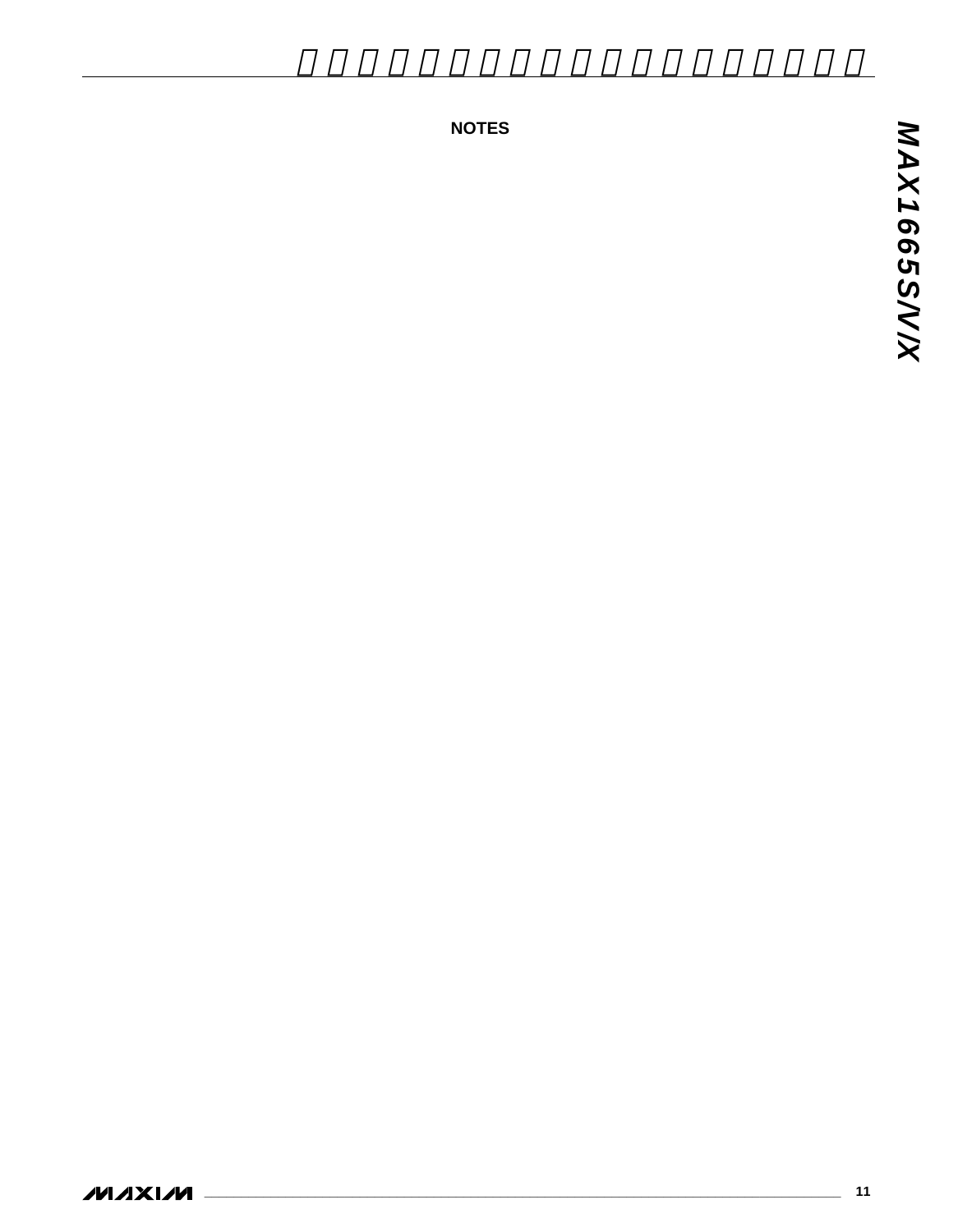NOTES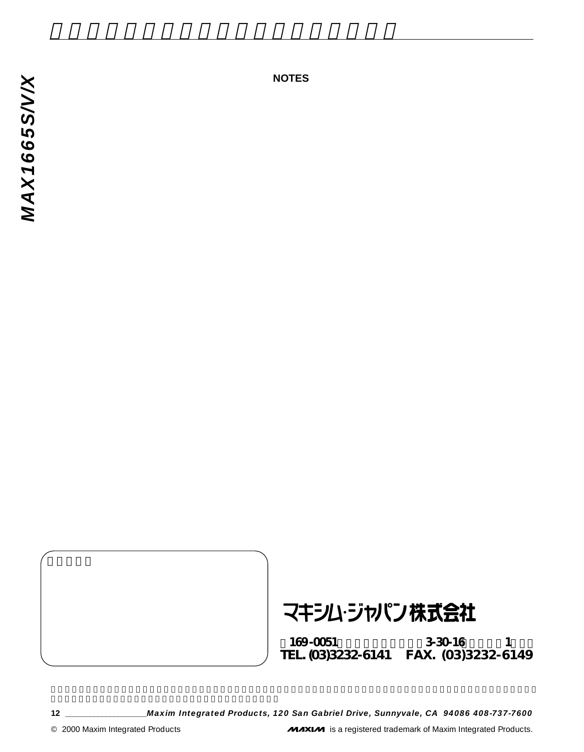NOTES

マキシム·ジャパン株式会社

〒169-0051 3-30-16 1

TEL. (03)3232-6141　FAX. (03)3232-6149

*Maxim Integrated Products, 120 San Gabriel Drive, Sunnyvale, CA 94086 408-737-7600*

© 2000 Maxim Integrated Products

MAXIM is a registered trademark of Maxim Integrated Products.